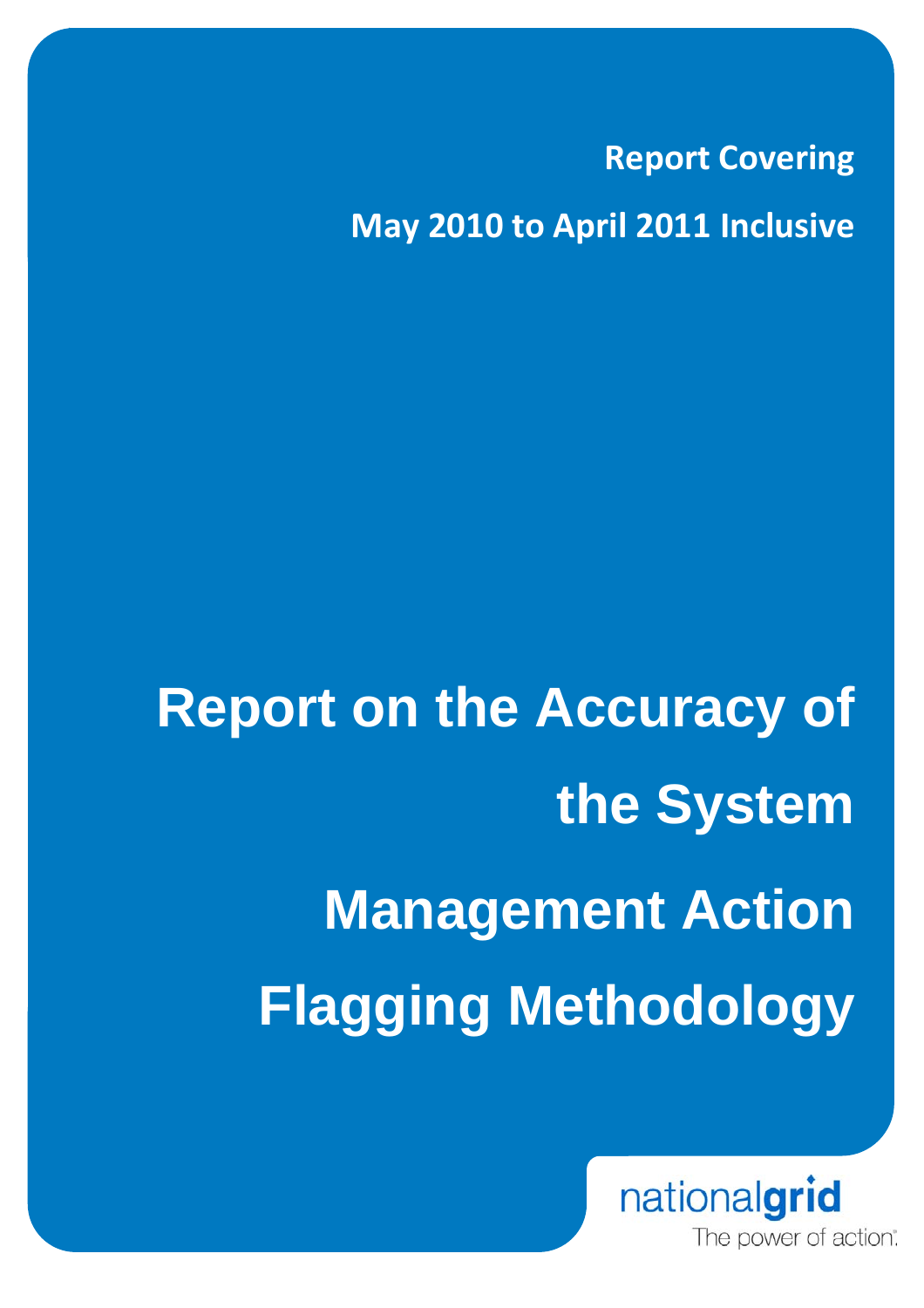**Report Covering**

**May 2010 to April 2011 Inclusive**

# Report on the Accuracy of the System Management Action Flagging Methodology

nationalgrid

The power of action.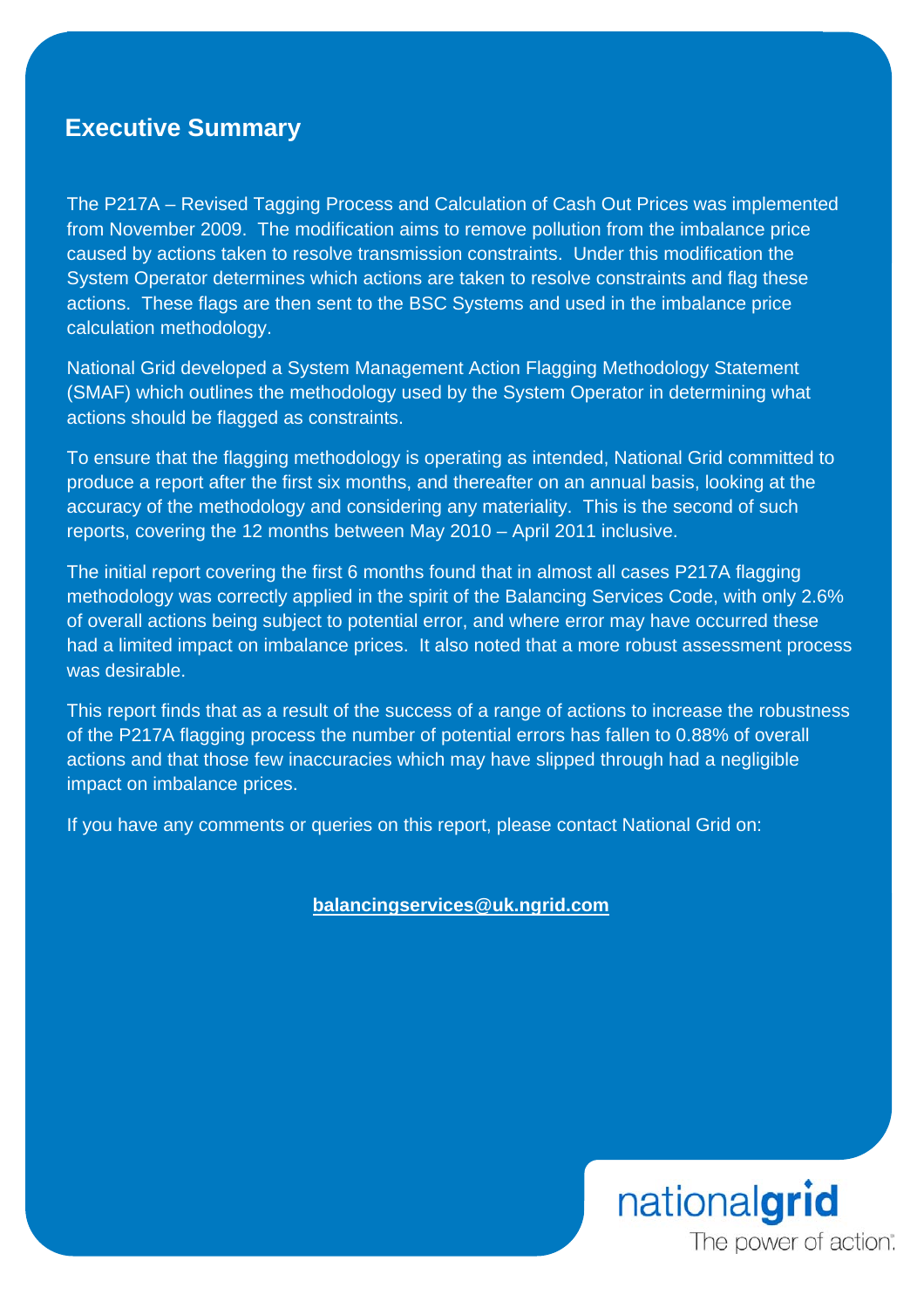## Executive Summary

The P217A – Revised Tagging Process and Calculation of Cash Out Prices was implemented from November 2009. The modification aims to remove pollution from the imbalance price caused by actions taken to resolve transmission constraints. Under this modification the System Operator determines which actions are taken to resolve constraints and flag these actions. These flags are then sent to the BSC Systems and used in the imbalance price calculation methodology.

National Grid developed a System Management Action Flagging Methodology Statement (SMAF) which outlines the methodology used by the System Operator in determining what actions should be flagged as constraints.

To ensure that the flagging methodology is operating as intended, National Grid committed to produce a report after the first six months, and thereafter on an annual basis, looking at the accuracy of the methodology and considering any materiality. This is the second of such reports, covering the 12 months between May 2010 – April 2011 inclusive.

The initial report covering the first 6 months found that in almost all cases P217A flagging methodology was correctly applied in the spirit of the Balancing Services Code, with only 2.6% of overall actions being subject to potential error, and where error may have occurred these had a limited impact on imbalance prices. It also noted that a more robust assessment process was desirable.

This report finds that as a result of the success of a range of actions to increase the robustness of the P217A flagging process the number of potential errors has fallen to 0.88% of overall actions and that those few inaccuracies which may have slipped through had a negligible impact on imbalance prices.

If you have any comments or queries on this report, please contact National Grid on:

**balancingservices@uk.ngrid.com**

nationalgrid
The power of action.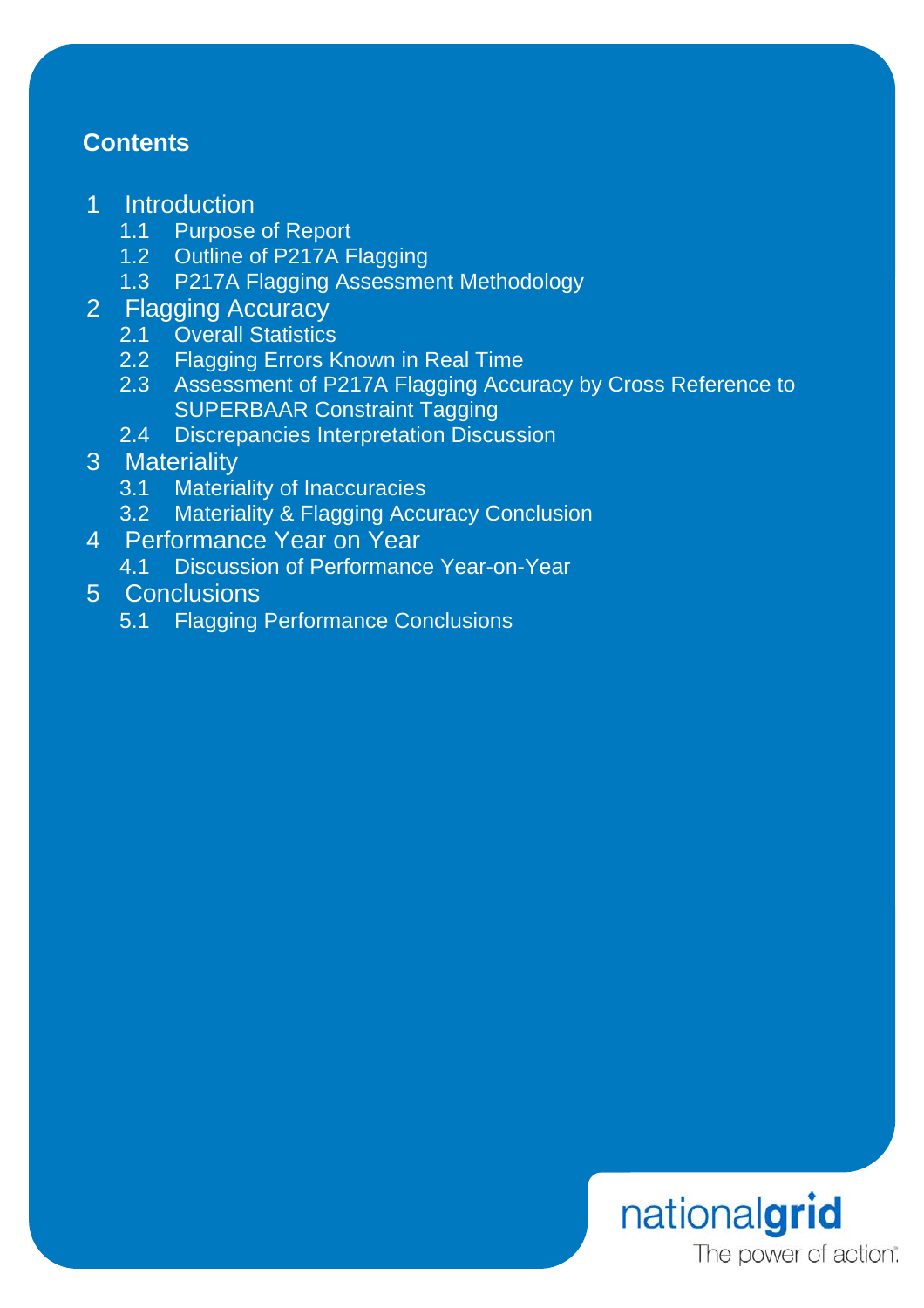## Contents

1 Introduction
- 1.1 Purpose of Report
- 1.2 Outline of P217A Flagging
- 1.3 P217A Flagging Assessment Methodology

2 Flagging Accuracy
- 2.1 Overall Statistics
- 2.2 Flagging Errors Known in Real Time
- 2.3 Assessment of P217A Flagging Accuracy by Cross Reference to SUPERBAAR Constraint Tagging
- 2.4 Discrepancies Interpretation Discussion

3 Materiality
- 3.1 Materiality of Inaccuracies
- 3.2 Materiality & Flagging Accuracy Conclusion

4 Performance Year on Year
- 4.1 Discussion of Performance Year-on-Year

5 Conclusions
- 5.1 Flagging Performance Conclusions

nationalgrid

The power of action.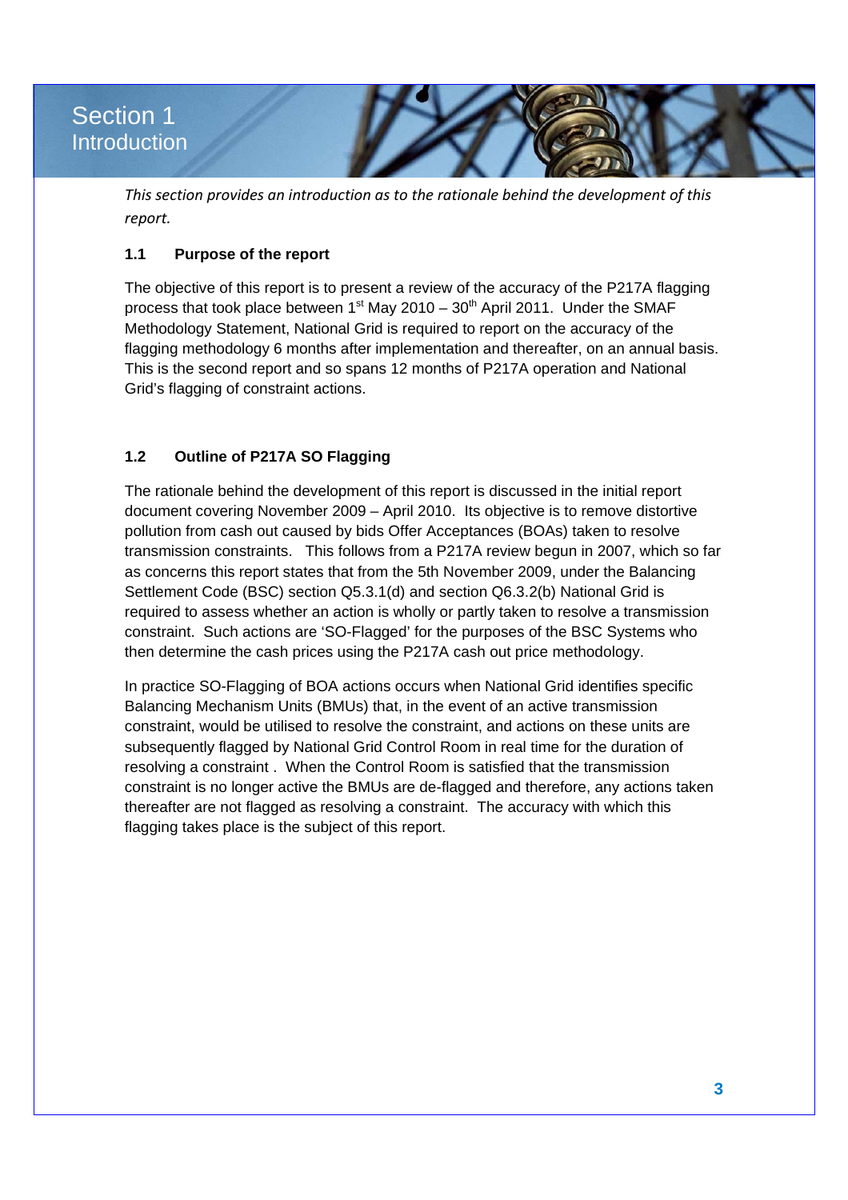# Section 1
## Introduction

*This section provides an introduction as to the rationale behind the development of this report.*

### 1.1 Purpose of the report

The objective of this report is to present a review of the accuracy of the P217A flagging process that took place between 1st May 2010 – 30th April 2011. Under the SMAF Methodology Statement, National Grid is required to report on the accuracy of the flagging methodology 6 months after implementation and thereafter, on an annual basis. This is the second report and so spans 12 months of P217A operation and National Grid's flagging of constraint actions.

### 1.2 Outline of P217A SO Flagging

The rationale behind the development of this report is discussed in the initial report document covering November 2009 – April 2010. Its objective is to remove distortive pollution from cash out caused by bids Offer Acceptances (BOAs) taken to resolve transmission constraints. This follows from a P217A review begun in 2007, which so far as concerns this report states that from the 5th November 2009, under the Balancing Settlement Code (BSC) section Q5.3.1(d) and section Q6.3.2(b) National Grid is required to assess whether an action is wholly or partly taken to resolve a transmission constraint. Such actions are 'SO-Flagged' for the purposes of the BSC Systems who then determine the cash prices using the P217A cash out price methodology.

In practice SO-Flagging of BOA actions occurs when National Grid identifies specific Balancing Mechanism Units (BMUs) that, in the event of an active transmission constraint, would be utilised to resolve the constraint, and actions on these units are subsequently flagged by National Grid Control Room in real time for the duration of resolving a constraint . When the Control Room is satisfied that the transmission constraint is no longer active the BMUs are de-flagged and therefore, any actions taken thereafter are not flagged as resolving a constraint. The accuracy with which this flagging takes place is the subject of this report.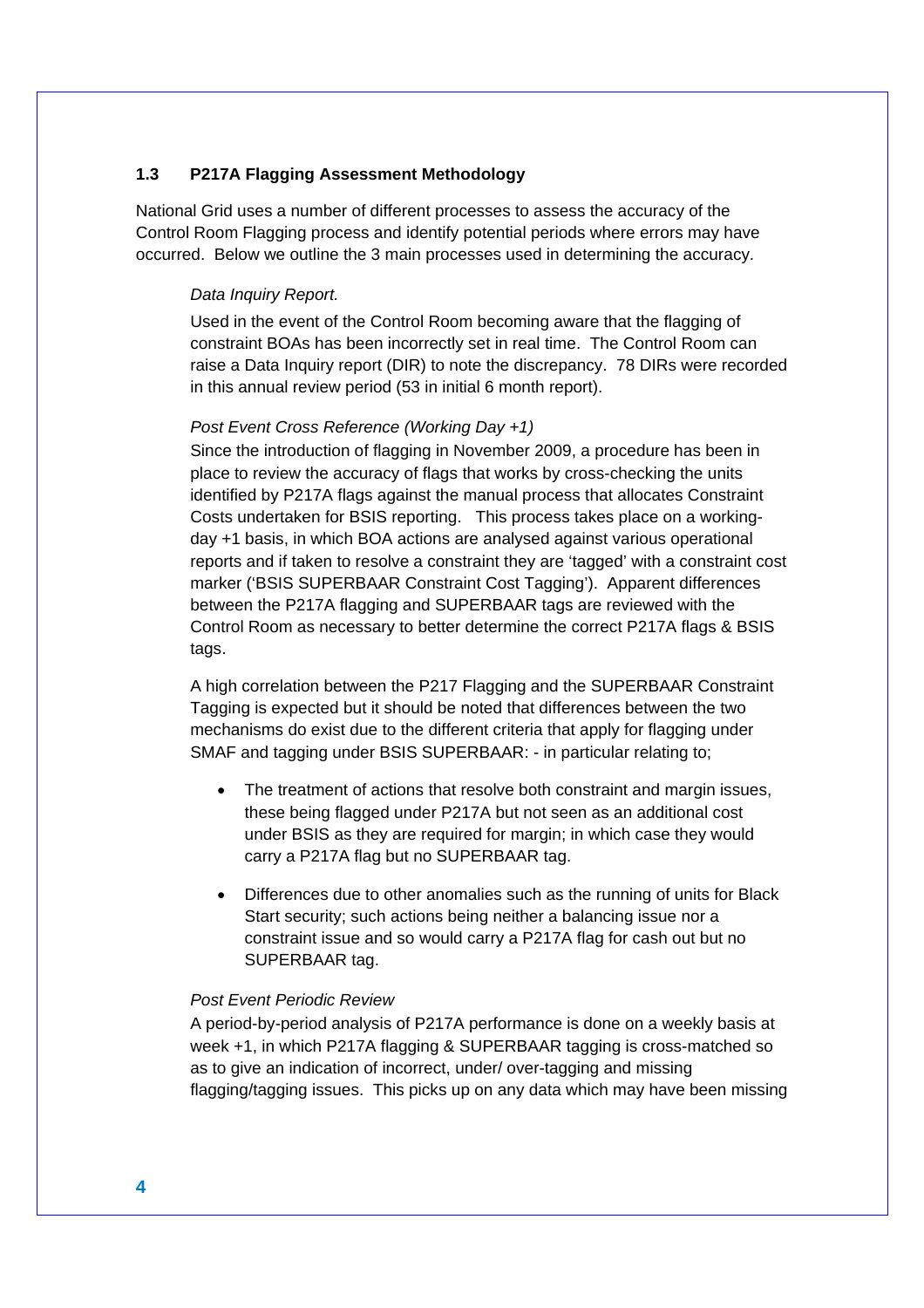### 1.3 P217A Flagging Assessment Methodology

National Grid uses a number of different processes to assess the accuracy of the Control Room Flagging process and identify potential periods where errors may have occurred. Below we outline the 3 main processes used in determining the accuracy.

*Data Inquiry Report.*

Used in the event of the Control Room becoming aware that the flagging of constraint BOAs has been incorrectly set in real time. The Control Room can raise a Data Inquiry report (DIR) to note the discrepancy. 78 DIRs were recorded in this annual review period (53 in initial 6 month report).

*Post Event Cross Reference (Working Day +1)*

Since the introduction of flagging in November 2009, a procedure has been in place to review the accuracy of flags that works by cross-checking the units identified by P217A flags against the manual process that allocates Constraint Costs undertaken for BSIS reporting. This process takes place on a working-day +1 basis, in which BOA actions are analysed against various operational reports and if taken to resolve a constraint they are 'tagged' with a constraint cost marker ('BSIS SUPERBAAR Constraint Cost Tagging'). Apparent differences between the P217A flagging and SUPERBAAR tags are reviewed with the Control Room as necessary to better determine the correct P217A flags & BSIS tags.

A high correlation between the P217 Flagging and the SUPERBAAR Constraint Tagging is expected but it should be noted that differences between the two mechanisms do exist due to the different criteria that apply for flagging under SMAF and tagging under BSIS SUPERBAAR: - in particular relating to;

- The treatment of actions that resolve both constraint and margin issues, these being flagged under P217A but not seen as an additional cost under BSIS as they are required for margin; in which case they would carry a P217A flag but no SUPERBAAR tag.
- Differences due to other anomalies such as the running of units for Black Start security; such actions being neither a balancing issue nor a constraint issue and so would carry a P217A flag for cash out but no SUPERBAAR tag.

*Post Event Periodic Review*

A period-by-period analysis of P217A performance is done on a weekly basis at week +1, in which P217A flagging & SUPERBAAR tagging is cross-matched so as to give an indication of incorrect, under/ over-tagging and missing flagging/tagging issues. This picks up on any data which may have been missing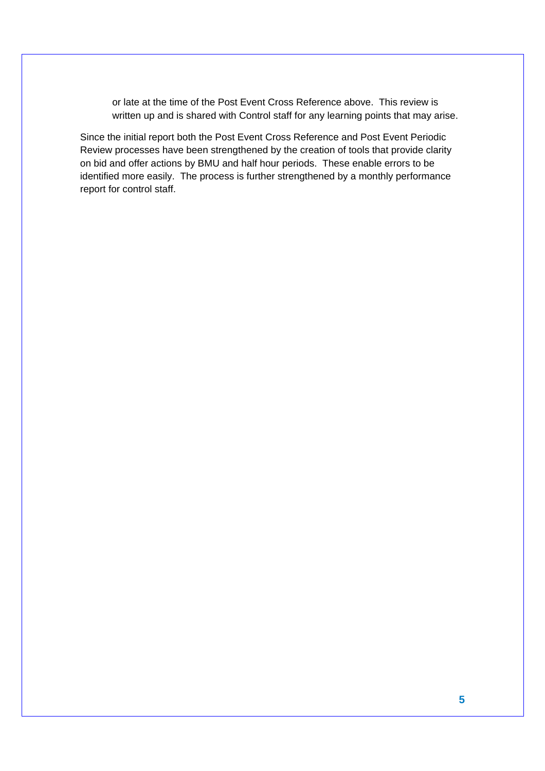or late at the time of the Post Event Cross Reference above. This review is written up and is shared with Control staff for any learning points that may arise.

Since the initial report both the Post Event Cross Reference and Post Event Periodic Review processes have been strengthened by the creation of tools that provide clarity on bid and offer actions by BMU and half hour periods. These enable errors to be identified more easily. The process is further strengthened by a monthly performance report for control staff.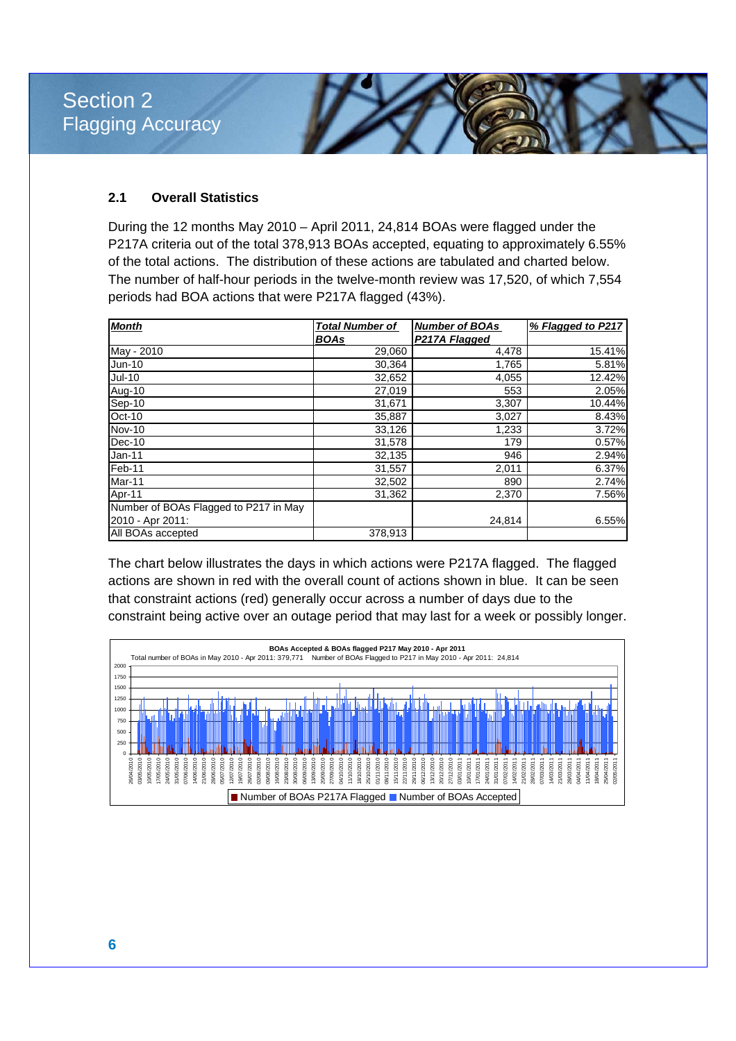# Section 2
## Flagging Accuracy

### 2.1 Overall Statistics

During the 12 months May 2010 – April 2011, 24,814 BOAs were flagged under the P217A criteria out of the total 378,913 BOAs accepted, equating to approximately 6.55% of the total actions. The distribution of these actions are tabulated and charted below. The number of half-hour periods in the twelve-month review was 17,520, of which 7,554 periods had BOA actions that were P217A flagged (43%).

| *Month* | *Total Number of BOAs* | *Number of BOAs P217A Flagged* | *% Flagged to P217* |
|---|---|---|---|
| May - 2010 | 29,060 | 4,478 | 15.41% |
| Jun-10 | 30,364 | 1,765 | 5.81% |
| Jul-10 | 32,652 | 4,055 | 12.42% |
| Aug-10 | 27,019 | 553 | 2.05% |
| Sep-10 | 31,671 | 3,307 | 10.44% |
| Oct-10 | 35,887 | 3,027 | 8.43% |
| Nov-10 | 33,126 | 1,233 | 3.72% |
| Dec-10 | 31,578 | 179 | 0.57% |
| Jan-11 | 32,135 | 946 | 2.94% |
| Feb-11 | 31,557 | 2,011 | 6.37% |
| Mar-11 | 32,502 | 890 | 2.74% |
| Apr-11 | 31,362 | 2,370 | 7.56% |
| Number of BOAs Flagged to P217 in May 2010 - Apr 2011: | | 24,814 | 6.55% |
| All BOAs accepted | 378,913 | | |

The chart below illustrates the days in which actions were P217A flagged. The flagged actions are shown in red with the overall count of actions shown in blue. It can be seen that constraint actions (red) generally occur across a number of days due to the constraint being active over an outage period that may last for a week or possibly longer.

**BOAs Accepted & BOAs flagged P217 May 2010 - Apr 2011**

Total number of BOAs in May 2010 - Apr 2011: 379,771 Number of BOAs Flagged to P217 in May 2010 - Apr 2011: 24,814

■ Number of BOAs P217A Flagged ■ Number of BOAs Accepted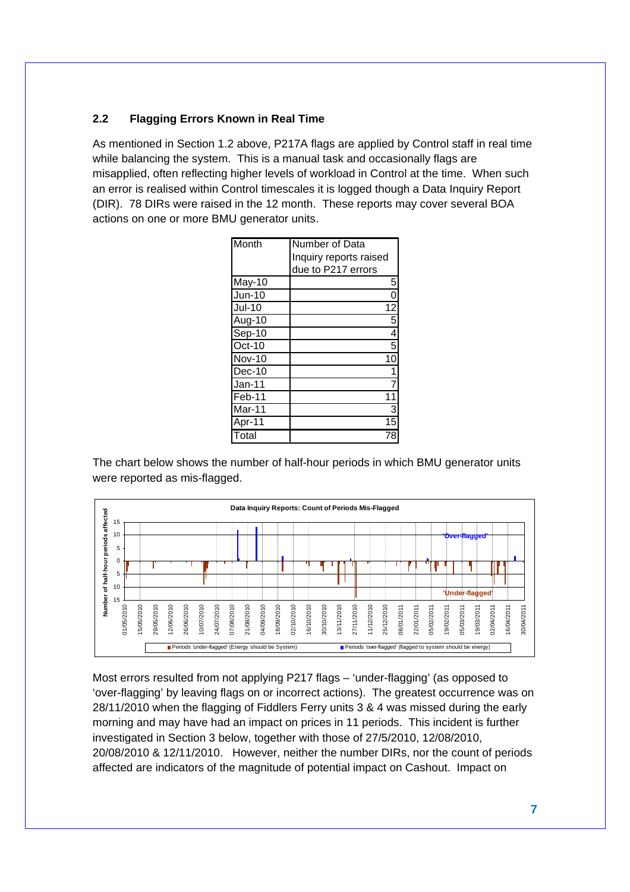### 2.2 Flagging Errors Known in Real Time

As mentioned in Section 1.2 above, P217A flags are applied by Control staff in real time while balancing the system. This is a manual task and occasionally flags are misapplied, often reflecting higher levels of workload in Control at the time. When such an error is realised within Control timescales it is logged though a Data Inquiry Report (DIR). 78 DIRs were raised in the 12 month. These reports may cover several BOA actions on one or more BMU generator units.

| Month | Number of Data Inquiry reports raised due to P217 errors |
|---|---|
| May-10 | 5 |
| Jun-10 | 0 |
| Jul-10 | 12 |
| Aug-10 | 5 |
| Sep-10 | 4 |
| Oct-10 | 5 |
| Nov-10 | 10 |
| Dec-10 | 1 |
| Jan-11 | 7 |
| Feb-11 | 11 |
| Mar-11 | 3 |
| Apr-11 | 15 |
| Total | 78 |

The chart below shows the number of half-hour periods in which BMU generator units were reported as mis-flagged.

Most errors resulted from not applying P217 flags – ‘under-flagging’ (as opposed to ‘over-flagging’ by leaving flags on or incorrect actions). The greatest occurrence was on 28/11/2010 when the flagging of Fiddlers Ferry units 3 & 4 was missed during the early morning and may have had an impact on prices in 11 periods. This incident is further investigated in Section 3 below, together with those of 27/5/2010, 12/08/2010, 20/08/2010 & 12/11/2010. However, neither the number DIRs, nor the count of periods affected are indicators of the magnitude of potential impact on Cashout. Impact on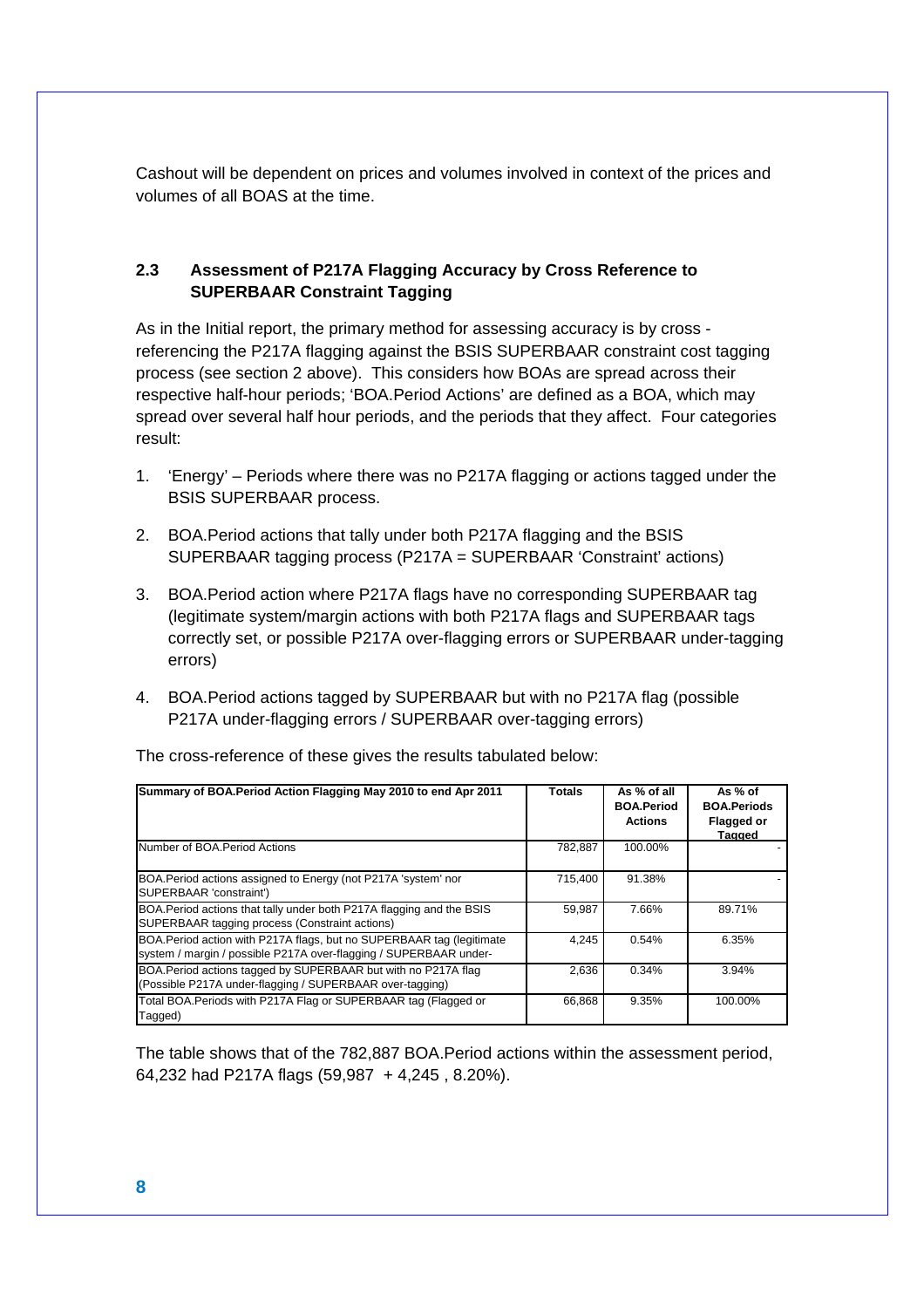Cashout will be dependent on prices and volumes involved in context of the prices and volumes of all BOAS at the time.

### 2.3 Assessment of P217A Flagging Accuracy by Cross Reference to SUPERBAAR Constraint Tagging

As in the Initial report, the primary method for assessing accuracy is by cross - referencing the P217A flagging against the BSIS SUPERBAAR constraint cost tagging process (see section 2 above). This considers how BOAs are spread across their respective half-hour periods; 'BOA.Period Actions' are defined as a BOA, which may spread over several half hour periods, and the periods that they affect. Four categories result:

1. 'Energy' – Periods where there was no P217A flagging or actions tagged under the BSIS SUPERBAAR process.
2. BOA.Period actions that tally under both P217A flagging and the BSIS SUPERBAAR tagging process (P217A = SUPERBAAR 'Constraint' actions)
3. BOA.Period action where P217A flags have no corresponding SUPERBAAR tag (legitimate system/margin actions with both P217A flags and SUPERBAAR tags correctly set, or possible P217A over-flagging errors or SUPERBAAR under-tagging errors)
4. BOA.Period actions tagged by SUPERBAAR but with no P217A flag (possible P217A under-flagging errors / SUPERBAAR over-tagging errors)

The cross-reference of these gives the results tabulated below:

| Summary of BOA.Period Action Flagging May 2010 to end Apr 2011 | Totals | As % of all BOA.Period Actions | As % of BOA.Periods Flagged or Tagged |
|---|---|---|---|
| Number of BOA.Period Actions | 782,887 | 100.00% | - |
| BOA.Period actions assigned to Energy (not P217A 'system' nor SUPERBAAR 'constraint') | 715,400 | 91.38% | - |
| BOA.Period actions that tally under both P217A flagging and the BSIS SUPERBAAR tagging process (Constraint actions) | 59,987 | 7.66% | 89.71% |
| BOA.Period action with P217A flags, but no SUPERBAAR tag (legitimate system / margin / possible P217A over-flagging / SUPERBAAR under- | 4,245 | 0.54% | 6.35% |
| BOA.Period actions tagged by SUPERBAAR but with no P217A flag (Possible P217A under-flagging / SUPERBAAR over-tagging) | 2,636 | 0.34% | 3.94% |
| Total BOA.Periods with P217A Flag or SUPERBAAR tag (Flagged or Tagged) | 66,868 | 9.35% | 100.00% |

The table shows that of the 782,887 BOA.Period actions within the assessment period, 64,232 had P217A flags (59,987 + 4,245 , 8.20%).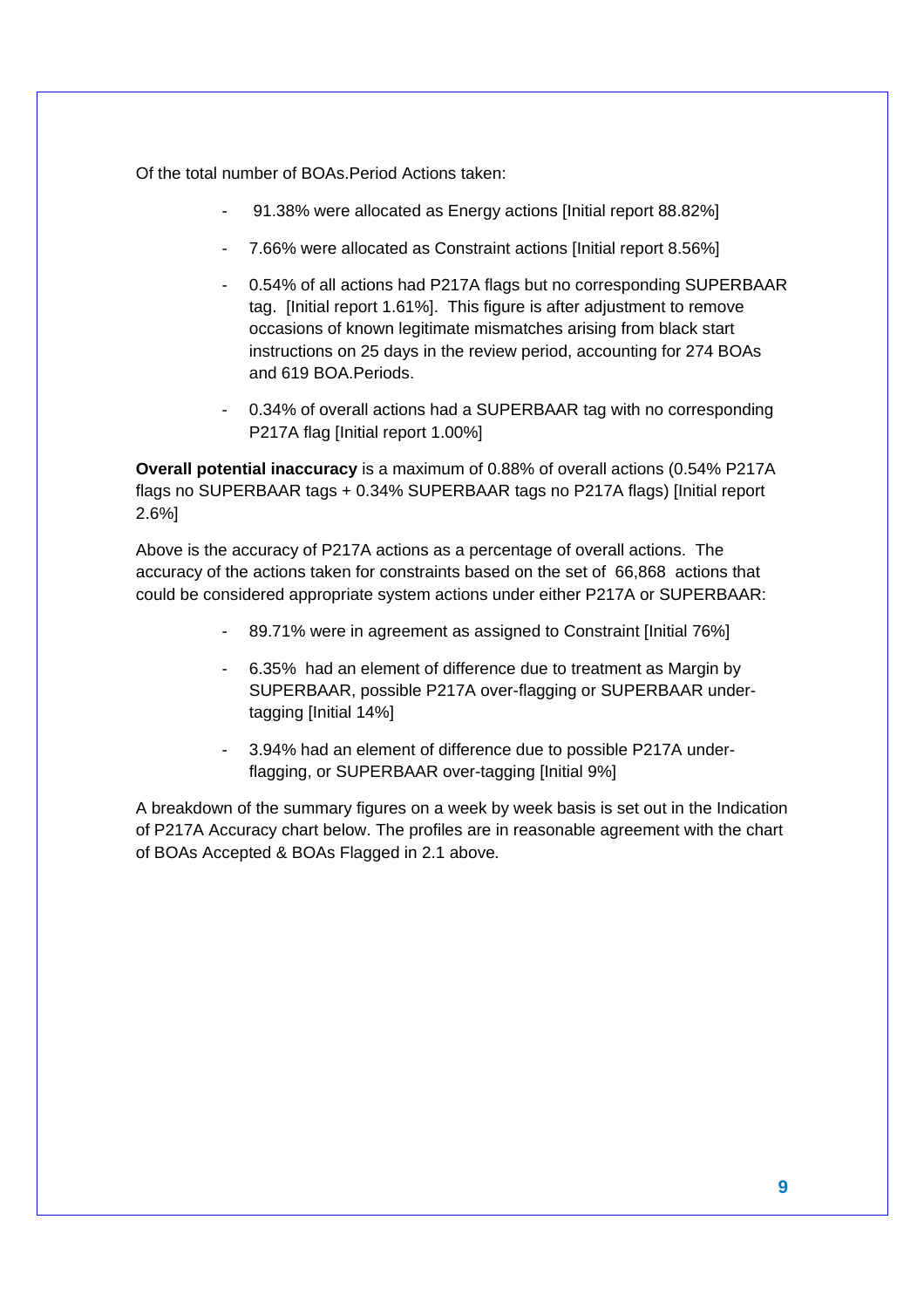Of the total number of BOAs.Period Actions taken:

- 91.38% were allocated as Energy actions [Initial report 88.82%]
- 7.66% were allocated as Constraint actions [Initial report 8.56%]
- 0.54% of all actions had P217A flags but no corresponding SUPERBAAR tag. [Initial report 1.61%]. This figure is after adjustment to remove occasions of known legitimate mismatches arising from black start instructions on 25 days in the review period, accounting for 274 BOAs and 619 BOA.Periods.
- 0.34% of overall actions had a SUPERBAAR tag with no corresponding P217A flag [Initial report 1.00%]

**Overall potential inaccuracy** is a maximum of 0.88% of overall actions (0.54% P217A flags no SUPERBAAR tags + 0.34% SUPERBAAR tags no P217A flags) [Initial report 2.6%]

Above is the accuracy of P217A actions as a percentage of overall actions. The accuracy of the actions taken for constraints based on the set of 66,868 actions that could be considered appropriate system actions under either P217A or SUPERBAAR:

- 89.71% were in agreement as assigned to Constraint [Initial 76%]
- 6.35% had an element of difference due to treatment as Margin by SUPERBAAR, possible P217A over-flagging or SUPERBAAR under-tagging [Initial 14%]
- 3.94% had an element of difference due to possible P217A under-flagging, or SUPERBAAR over-tagging [Initial 9%]

A breakdown of the summary figures on a week by week basis is set out in the Indication of P217A Accuracy chart below. The profiles are in reasonable agreement with the chart of BOAs Accepted & BOAs Flagged in 2.1 above.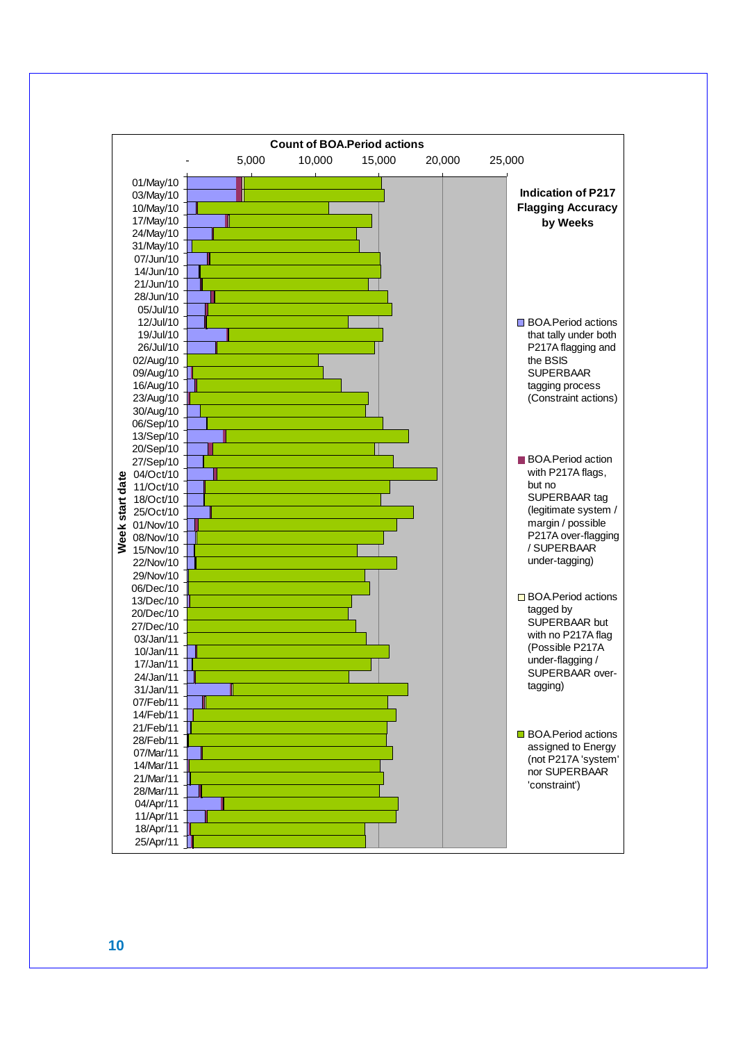**Count of BOA.Period actions**

- | 5,000 | 10,000 | 15,000 | 20,000 | 25,000

**Indication of P217 Flagging Accuracy by Weeks**

Week start date: 01/May/10, 03/May/10, 10/May/10, 17/May/10, 24/May/10, 31/May/10, 07/Jun/10, 14/Jun/10, 21/Jun/10, 28/Jun/10, 05/Jul/10, 12/Jul/10, 19/Jul/10, 26/Jul/10, 02/Aug/10, 09/Aug/10, 16/Aug/10, 23/Aug/10, 30/Aug/10, 06/Sep/10, 13/Sep/10, 20/Sep/10, 27/Sep/10, 04/Oct/10, 11/Oct/10, 18/Oct/10, 25/Oct/10, 01/Nov/10, 08/Nov/10, 15/Nov/10, 22/Nov/10, 29/Nov/10, 06/Dec/10, 13/Dec/10, 20/Dec/10, 27/Dec/10, 03/Jan/11, 10/Jan/11, 17/Jan/11, 24/Jan/11, 31/Jan/11, 07/Feb/11, 14/Feb/11, 21/Feb/11, 28/Feb/11, 07/Mar/11, 14/Mar/11, 21/Mar/11, 28/Mar/11, 04/Apr/11, 11/Apr/11, 18/Apr/11, 25/Apr/11

- BOA.Period actions that tally under both P217A flagging and the BSIS SUPERBAAR tagging process (Constraint actions)
- BOA.Period action with P217A flags, but no SUPERBAAR tag (legitimate system / margin / possible P217A over-flagging / SUPERBAAR under-tagging)
- BOA.Period actions tagged by SUPERBAAR but with no P217A flag (Possible P217A under-flagging / SUPERBAAR over-tagging)
- BOA.Period actions assigned to Energy (not P217A 'system' nor SUPERBAAR 'constraint')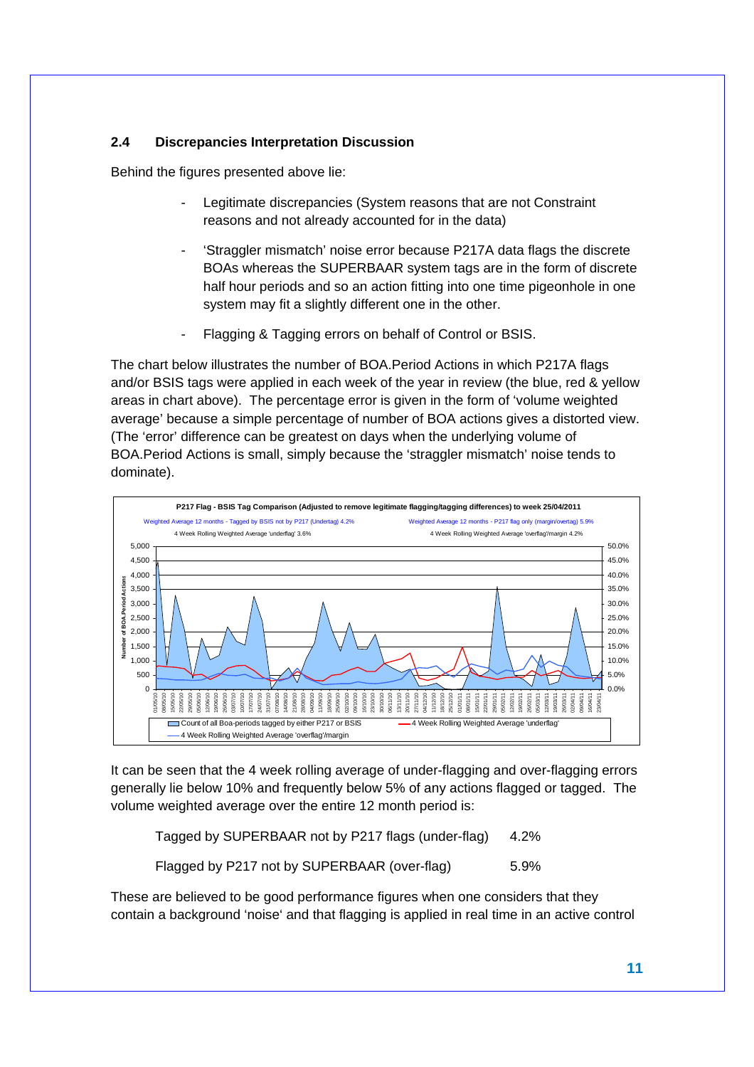### 2.4 Discrepancies Interpretation Discussion

Behind the figures presented above lie:

- Legitimate discrepancies (System reasons that are not Constraint reasons and not already accounted for in the data)
- 'Straggler mismatch' noise error because P217A data flags the discrete BOAs whereas the SUPERBAAR system tags are in the form of discrete half hour periods and so an action fitting into one time pigeonhole in one system may fit a slightly different one in the other.
- Flagging & Tagging errors on behalf of Control or BSIS.

The chart below illustrates the number of BOA.Period Actions in which P217A flags and/or BSIS tags were applied in each week of the year in review (the blue, red & yellow areas in chart above). The percentage error is given in the form of 'volume weighted average' because a simple percentage of number of BOA actions gives a distorted view. (The 'error' difference can be greatest on days when the underlying volume of BOA.Period Actions is small, simply because the 'straggler mismatch' noise tends to dominate).

P217 Flag - BSIS Tag Comparison (Adjusted to remove legitimate flagging/tagging differences) to week 25/04/2011

Weighted Average 12 months - Tagged by BSIS not by P217 (Undertag) 4.2%
4 Week Rolling Weighted Average 'underflag' 3.6%

Weighted Average 12 months - P217 flag only (margin/overtag) 5.9%
4 Week Rolling Weighted Average 'overflag'/margin 4.2%

Legend: Count of all Boa-periods tagged by either P217 or BSIS; 4 Week Rolling Weighted Average 'underflag'; 4 Week Rolling Weighted Average 'overflag'/margin

It can be seen that the 4 week rolling average of under-flagging and over-flagging errors generally lie below 10% and frequently below 5% of any actions flagged or tagged. The volume weighted average over the entire 12 month period is:

| | |
|---|---|
| Tagged by SUPERBAAR not by P217 flags (under-flag) | 4.2% |
| Flagged by P217 not by SUPERBAAR (over-flag) | 5.9% |

These are believed to be good performance figures when one considers that they contain a background 'noise' and that flagging is applied in real time in an active control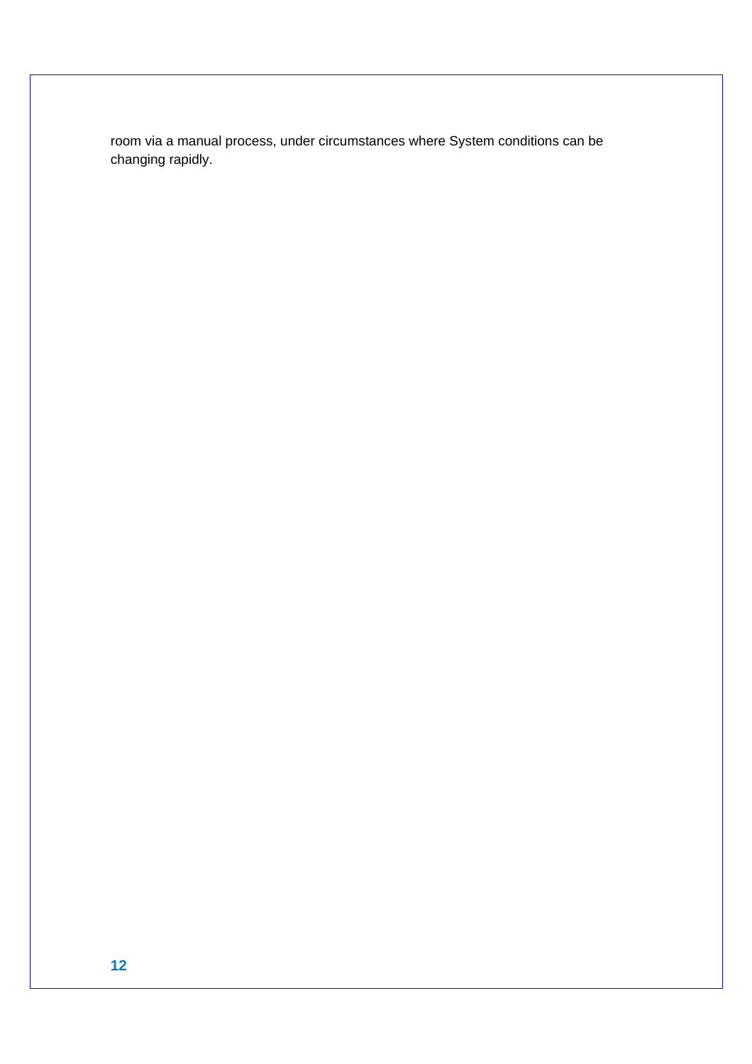room via a manual process, under circumstances where System conditions can be changing rapidly.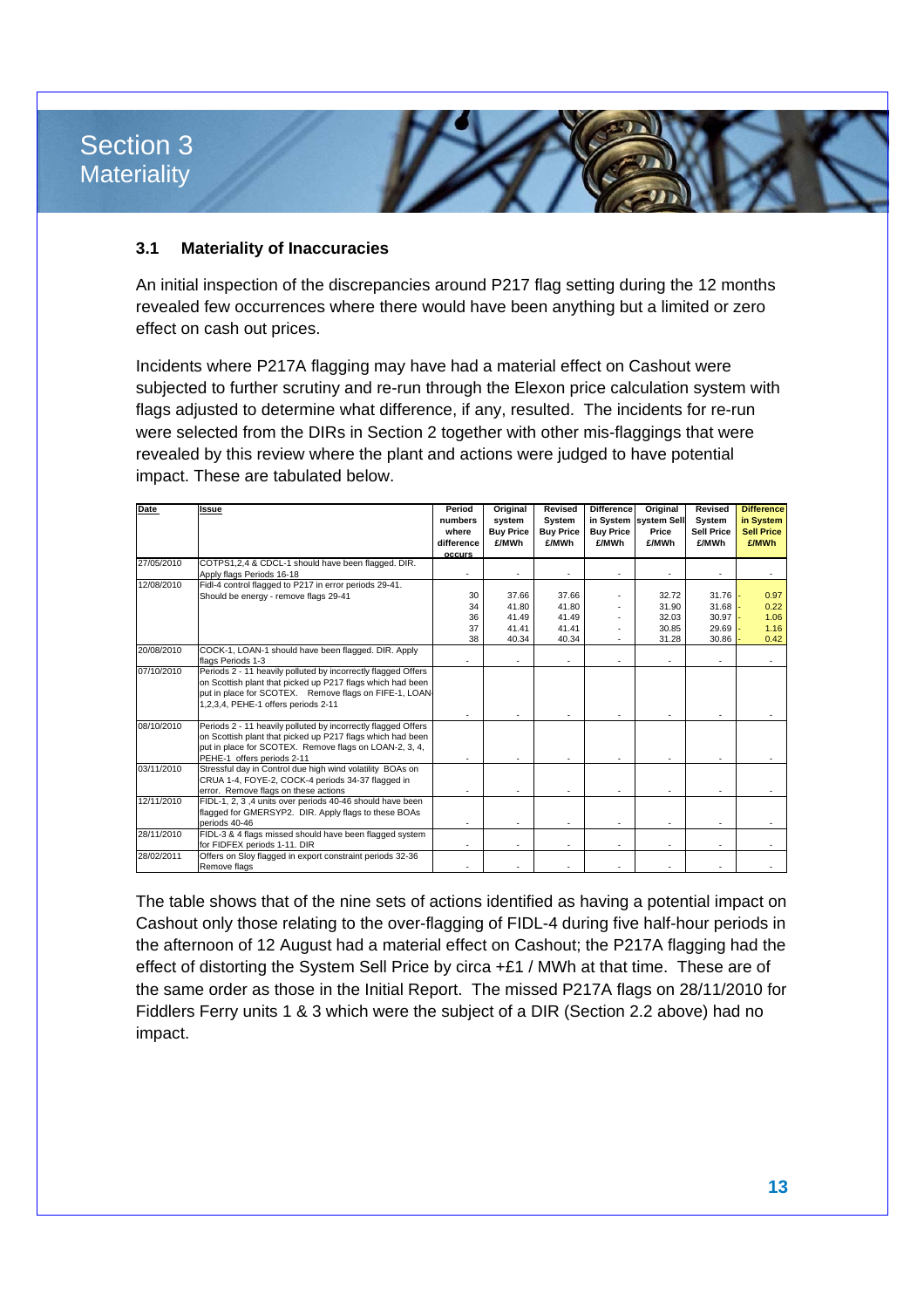# Section 3 Materiality

### 3.1 Materiality of Inaccuracies

An initial inspection of the discrepancies around P217 flag setting during the 12 months revealed few occurrences where there would have been anything but a limited or zero effect on cash out prices.

Incidents where P217A flagging may have had a material effect on Cashout were subjected to further scrutiny and re-run through the Elexon price calculation system with flags adjusted to determine what difference, if any, resulted. The incidents for re-run were selected from the DIRs in Section 2 together with other mis-flaggings that were revealed by this review where the plant and actions were judged to have potential impact. These are tabulated below.

| Date | Issue | Period numbers where difference occurs | Original system Buy Price £/MWh | Revised System Buy Price £/MWh | Difference in System Buy Price £/MWh | Original system Sell Price £/MWh | Revised System Sell Price £/MWh | Difference in System Sell Price £/MWh |
|---|---|---|---|---|---|---|---|---|
| 27/05/2010 | COTPS1,2,4 & CDCL-1 should have been flagged. DIR. Apply flags Periods 16-18 | - | - | - | - | - | - | - |
| 12/08/2010 | Fidl-4 control flagged to P217 in error periods 29-41. Should be energy - remove flags 29-41 | 30 | 37.66 | 37.66 | - | 32.72 | 31.76 | - 0.97 |
| | | 34 | 41.80 | 41.80 | - | 31.90 | 31.68 | - 0.22 |
| | | 36 | 41.49 | 41.49 | - | 32.03 | 30.97 | - 1.06 |
| | | 37 | 41.41 | 41.41 | - | 30.85 | 29.69 | - 1.16 |
| | | 38 | 40.34 | 40.34 | - | 31.28 | 30.86 | - 0.42 |
| 20/08/2010 | COCK-1, LOAN-1 should have been flagged. DIR. Apply flags Periods 1-3 | - | - | - | - | - | - | - |
| 07/10/2010 | Periods 2 - 11 heavily polluted by incorrectly flagged Offers on Scottish plant that picked up P217 flags which had been put in place for SCOTEX. Remove flags on FIFE-1, LOAN-1,2,3,4, PEHE-1 offers periods 2-11 | - | - | - | - | - | - | - |
| 08/10/2010 | Periods 2 - 11 heavily polluted by incorrectly flagged Offers on Scottish plant that picked up P217 flags which had been put in place for SCOTEX. Remove flags on LOAN-2, 3, 4, PEHE-1 offers periods 2-11 | - | - | - | - | - | - | - |
| 03/11/2010 | Stressful day in Control due high wind volatility BOAs on CRUA 1-4, FOYE-2, COCK-4 periods 34-37 flagged in error. Remove flags on these actions | - | - | - | - | - | - | - |
| 12/11/2010 | FIDL-1, 2, 3 ,4 units over periods 40-46 should have been flagged for GMERSYP2. DIR. Apply flags to these BOAs periods 40-46 | - | - | - | - | - | - | - |
| 28/11/2010 | FIDL-3 & 4 flags missed should have been flagged system for FIDFEX periods 1-11. DIR | - | - | - | - | - | - | - |
| 28/02/2011 | Offers on Sloy flagged in export constraint periods 32-36 Remove flags | - | - | - | - | - | - | - |

The table shows that of the nine sets of actions identified as having a potential impact on Cashout only those relating to the over-flagging of FIDL-4 during five half-hour periods in the afternoon of 12 August had a material effect on Cashout; the P217A flagging had the effect of distorting the System Sell Price by circa +£1 / MWh at that time. These are of the same order as those in the Initial Report. The missed P217A flags on 28/11/2010 for Fiddlers Ferry units 1 & 3 which were the subject of a DIR (Section 2.2 above) had no impact.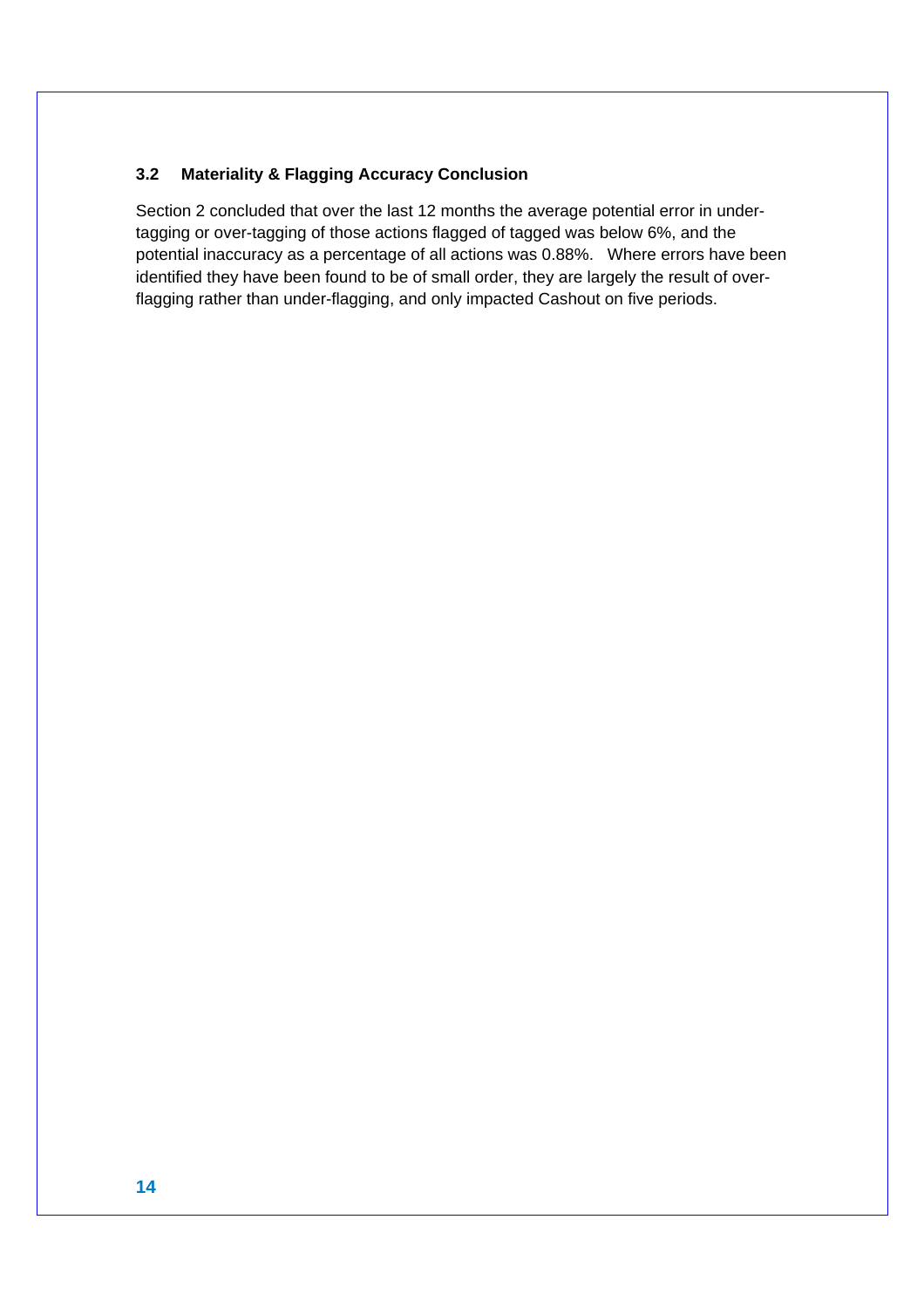### 3.2 Materiality & Flagging Accuracy Conclusion

Section 2 concluded that over the last 12 months the average potential error in under-tagging or over-tagging of those actions flagged of tagged was below 6%, and the potential inaccuracy as a percentage of all actions was 0.88%. Where errors have been identified they have been found to be of small order, they are largely the result of over-flagging rather than under-flagging, and only impacted Cashout on five periods.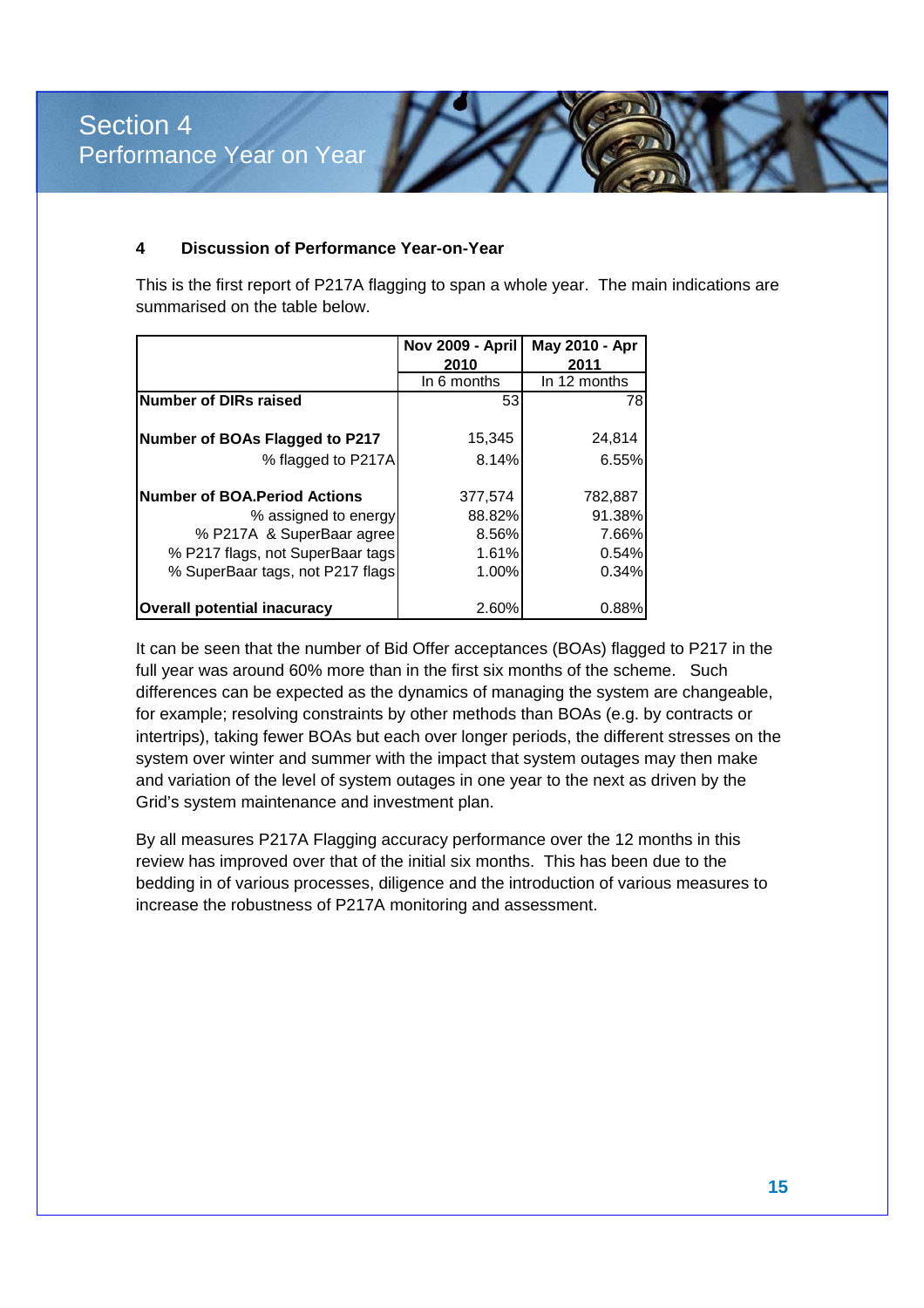# Section 4
## Performance Year on Year

### 4 Discussion of Performance Year-on-Year

This is the first report of P217A flagging to span a whole year. The main indications are summarised on the table below.

| | Nov 2009 - April 2010 | May 2010 - Apr 2011 |
|---|---|---|
| | In 6 months | In 12 months |
| **Number of DIRs raised** | 53 | 78 |
| **Number of BOAs Flagged to P217** | 15,345 | 24,814 |
| % flagged to P217A | 8.14% | 6.55% |
| **Number of BOA.Period Actions** | 377,574 | 782,887 |
| % assigned to energy | 88.82% | 91.38% |
| % P217A & SuperBaar agree | 8.56% | 7.66% |
| % P217 flags, not SuperBaar tags | 1.61% | 0.54% |
| % SuperBaar tags, not P217 flags | 1.00% | 0.34% |
| **Overall potential inacuracy** | 2.60% | 0.88% |

It can be seen that the number of Bid Offer acceptances (BOAs) flagged to P217 in the full year was around 60% more than in the first six months of the scheme. Such differences can be expected as the dynamics of managing the system are changeable, for example; resolving constraints by other methods than BOAs (e.g. by contracts or intertrips), taking fewer BOAs but each over longer periods, the different stresses on the system over winter and summer with the impact that system outages may then make and variation of the level of system outages in one year to the next as driven by the Grid's system maintenance and investment plan.

By all measures P217A Flagging accuracy performance over the 12 months in this review has improved over that of the initial six months. This has been due to the bedding in of various processes, diligence and the introduction of various measures to increase the robustness of P217A monitoring and assessment.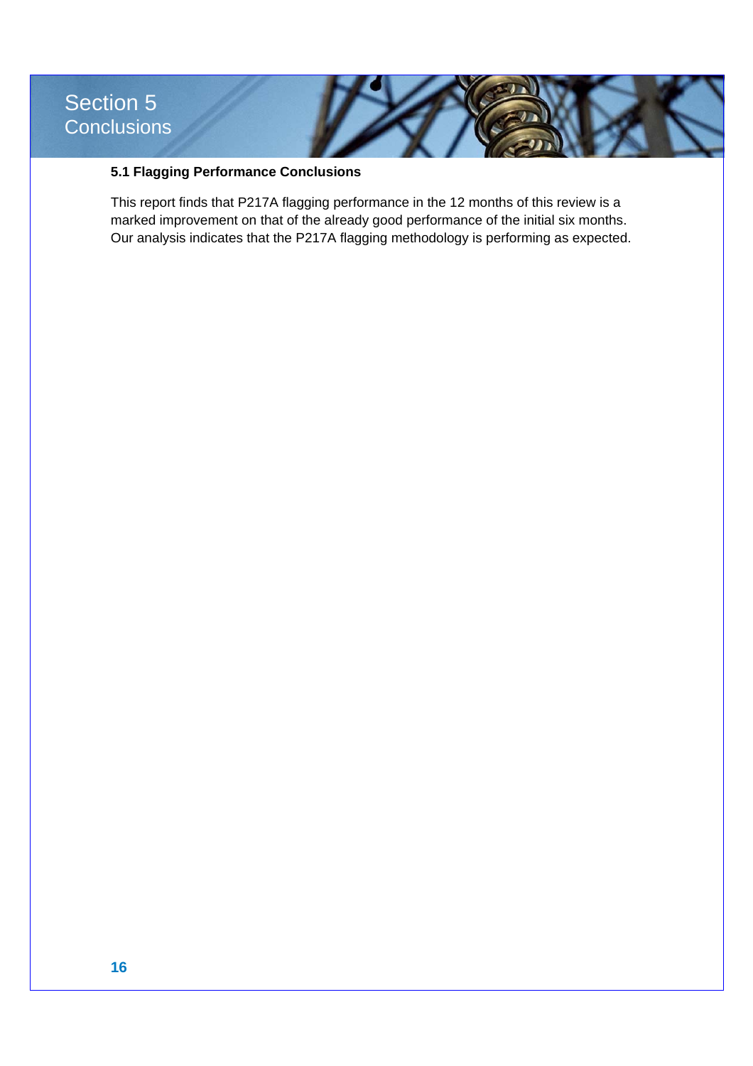# Section 5
Conclusions

### 5.1 Flagging Performance Conclusions

This report finds that P217A flagging performance in the 12 months of this review is a marked improvement on that of the already good performance of the initial six months. Our analysis indicates that the P217A flagging methodology is performing as expected.